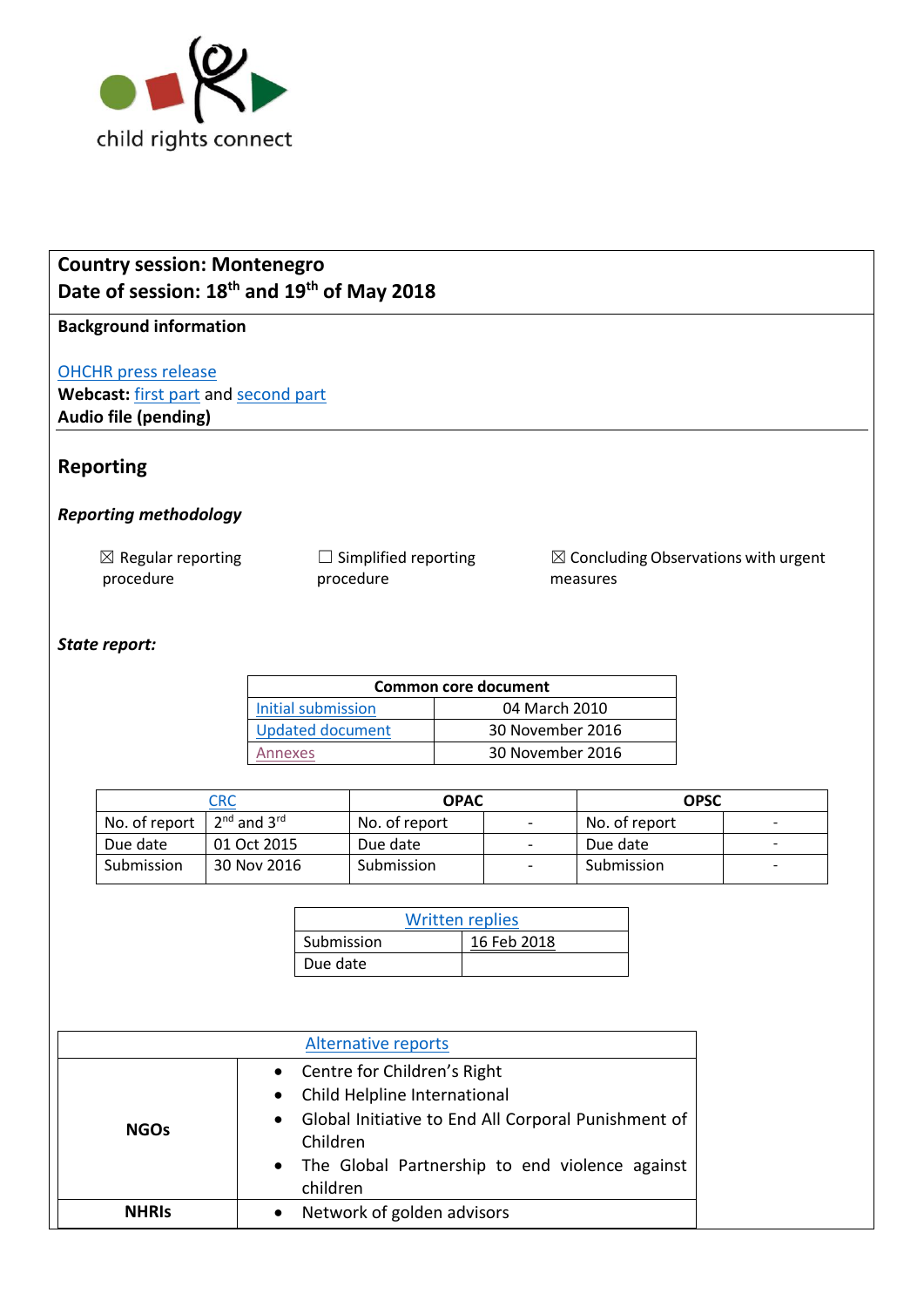child rights connect

**Country session: Montenegro**
**Date of session: 18th and 19th of May 2018**

**Background information**

OHCHR press release
**Webcast:** first part and second part
**Audio file (pending)**

## Reporting

### *Reporting methodology*

☒ Regular reporting procedure

☐ Simplified reporting procedure

☒ Concluding Observations with urgent measures

### *State report:*

| Common core document | |
|---|---|
| Initial submission | 04 March 2010 |
| Updated document | 30 November 2016 |
| Annexes | 30 November 2016 |

| CRC | | OPAC | | OPSC | |
|---|---|---|---|---|---|
| No. of report | 2nd and 3rd | No. of report | - | No. of report | - |
| Due date | 01 Oct 2015 | Due date | - | Due date | - |
| Submission | 30 Nov 2016 | Submission | - | Submission | - |

| Written replies | |
|---|---|
| Submission | 16 Feb 2018 |
| Due date | |

| Alternative reports | |
|---|---|
| **NGOs** | • Centre for Children's Right<br>• Child Helpline International<br>• Global Initiative to End All Corporal Punishment of Children<br>• The Global Partnership to end violence against children |
| **NHRIs** | • Network of golden advisors |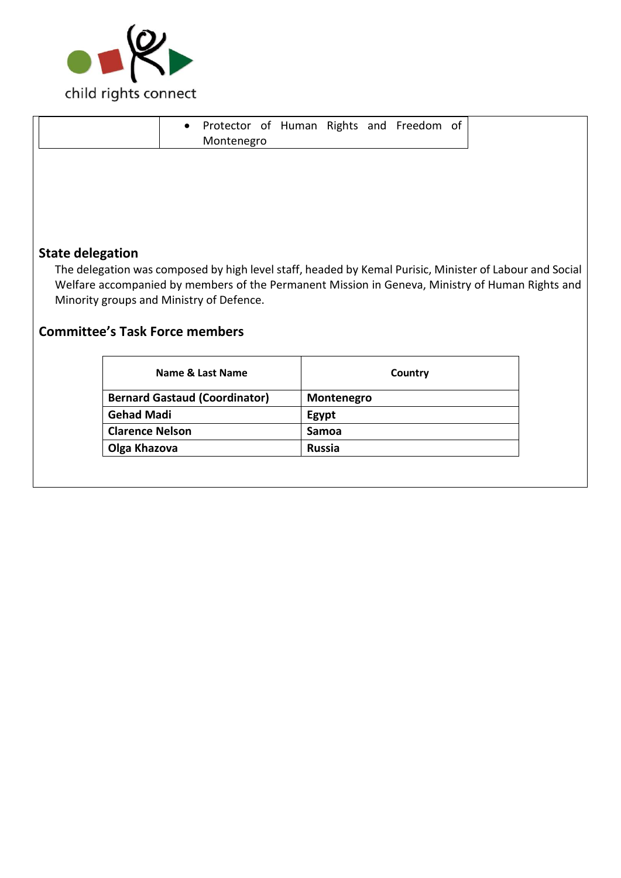| | |
|---|---|
| | • Protector of Human Rights and Freedom of Montenegro |

## State delegation

The delegation was composed by high level staff, headed by Kemal Purisic, Minister of Labour and Social Welfare accompanied by members of the Permanent Mission in Geneva, Ministry of Human Rights and Minority groups and Ministry of Defence.

## Committee's Task Force members

| Name & Last Name | Country |
|---|---|
| **Bernard Gastaud (Coordinator)** | **Montenegro** |
| **Gehad Madi** | **Egypt** |
| **Clarence Nelson** | **Samoa** |
| **Olga Khazova** | **Russia** |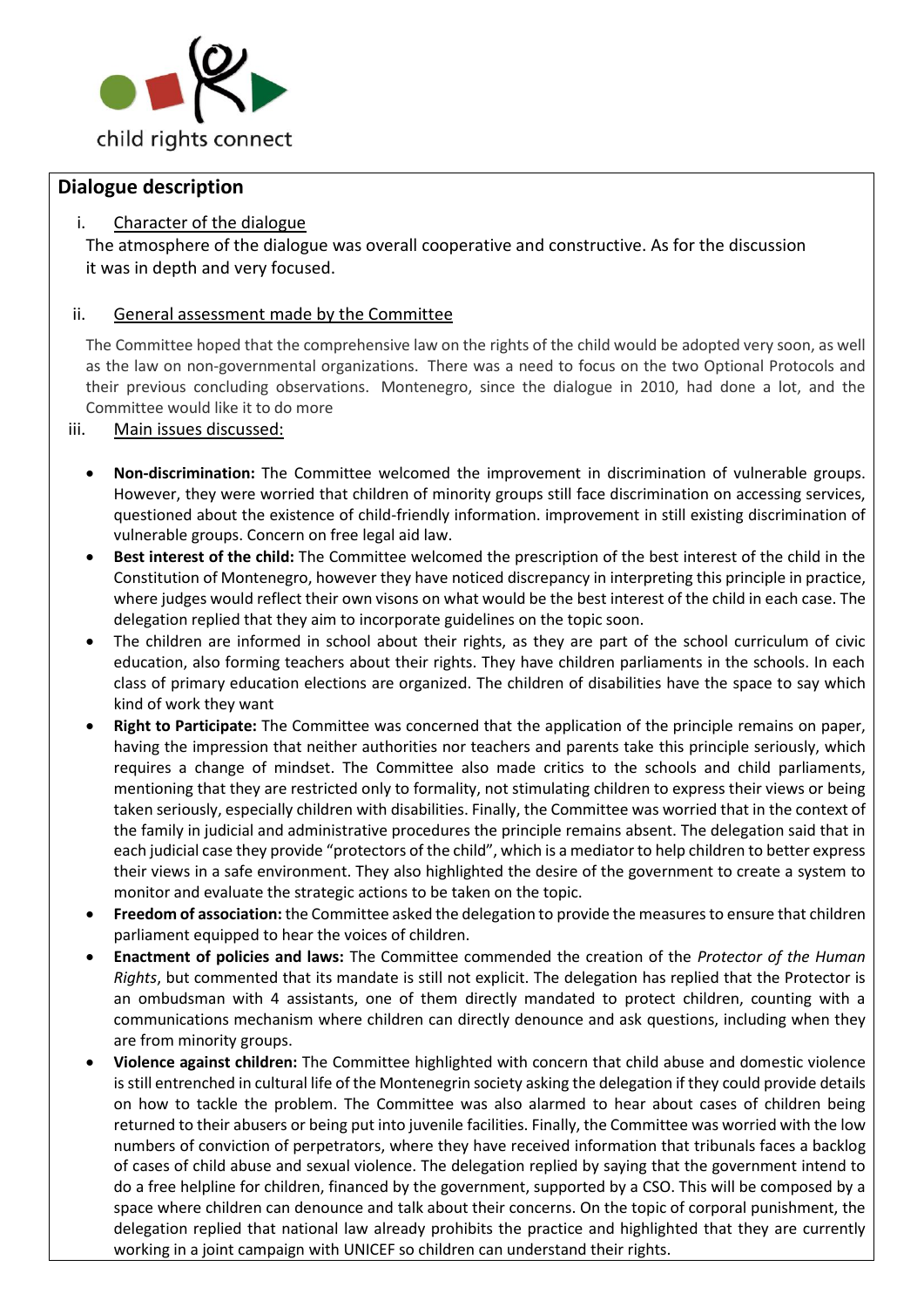child rights connect

## Dialogue description

i. Character of the dialogue

The atmosphere of the dialogue was overall cooperative and constructive. As for the discussion it was in depth and very focused.

ii. General assessment made by the Committee

The Committee hoped that the comprehensive law on the rights of the child would be adopted very soon, as well as the law on non-governmental organizations. There was a need to focus on the two Optional Protocols and their previous concluding observations. Montenegro, since the dialogue in 2010, had done a lot, and the Committee would like it to do more

iii. Main issues discussed:

- **Non-discrimination:** The Committee welcomed the improvement in discrimination of vulnerable groups. However, they were worried that children of minority groups still face discrimination on accessing services, questioned about the existence of child-friendly information. improvement in still existing discrimination of vulnerable groups. Concern on free legal aid law.
- **Best interest of the child:** The Committee welcomed the prescription of the best interest of the child in the Constitution of Montenegro, however they have noticed discrepancy in interpreting this principle in practice, where judges would reflect their own visons on what would be the best interest of the child in each case. The delegation replied that they aim to incorporate guidelines on the topic soon.
- The children are informed in school about their rights, as they are part of the school curriculum of civic education, also forming teachers about their rights. They have children parliaments in the schools. In each class of primary education elections are organized. The children of disabilities have the space to say which kind of work they want
- **Right to Participate:** The Committee was concerned that the application of the principle remains on paper, having the impression that neither authorities nor teachers and parents take this principle seriously, which requires a change of mindset. The Committee also made critics to the schools and child parliaments, mentioning that they are restricted only to formality, not stimulating children to express their views or being taken seriously, especially children with disabilities. Finally, the Committee was worried that in the context of the family in judicial and administrative procedures the principle remains absent. The delegation said that in each judicial case they provide "protectors of the child", which is a mediator to help children to better express their views in a safe environment. They also highlighted the desire of the government to create a system to monitor and evaluate the strategic actions to be taken on the topic.
- **Freedom of association:** the Committee asked the delegation to provide the measures to ensure that children parliament equipped to hear the voices of children.
- **Enactment of policies and laws:** The Committee commended the creation of the *Protector of the Human Rights*, but commented that its mandate is still not explicit. The delegation has replied that the Protector is an ombudsman with 4 assistants, one of them directly mandated to protect children, counting with a communications mechanism where children can directly denounce and ask questions, including when they are from minority groups.
- **Violence against children:** The Committee highlighted with concern that child abuse and domestic violence is still entrenched in cultural life of the Montenegrin society asking the delegation if they could provide details on how to tackle the problem. The Committee was also alarmed to hear about cases of children being returned to their abusers or being put into juvenile facilities. Finally, the Committee was worried with the low numbers of conviction of perpetrators, where they have received information that tribunals faces a backlog of cases of child abuse and sexual violence. The delegation replied by saying that the government intend to do a free helpline for children, financed by the government, supported by a CSO. This will be composed by a space where children can denounce and talk about their concerns. On the topic of corporal punishment, the delegation replied that national law already prohibits the practice and highlighted that they are currently working in a joint campaign with UNICEF so children can understand their rights.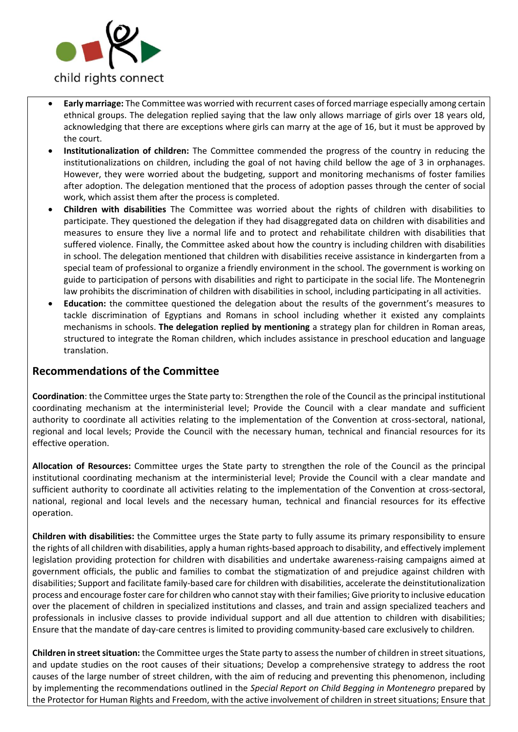- **Early marriage:** The Committee was worried with recurrent cases of forced marriage especially among certain ethnical groups. The delegation replied saying that the law only allows marriage of girls over 18 years old, acknowledging that there are exceptions where girls can marry at the age of 16, but it must be approved by the court.
- **Institutionalization of children:** The Committee commended the progress of the country in reducing the institutionalizations on children, including the goal of not having child bellow the age of 3 in orphanages. However, they were worried about the budgeting, support and monitoring mechanisms of foster families after adoption. The delegation mentioned that the process of adoption passes through the center of social work, which assist them after the process is completed.
- **Children with disabilities** The Committee was worried about the rights of children with disabilities to participate. They questioned the delegation if they had disaggregated data on children with disabilities and measures to ensure they live a normal life and to protect and rehabilitate children with disabilities that suffered violence. Finally, the Committee asked about how the country is including children with disabilities in school. The delegation mentioned that children with disabilities receive assistance in kindergarten from a special team of professional to organize a friendly environment in the school. The government is working on guide to participation of persons with disabilities and right to participate in the social life. The Montenegrin law prohibits the discrimination of children with disabilities in school, including participating in all activities.
- **Education:** the committee questioned the delegation about the results of the government's measures to tackle discrimination of Egyptians and Romans in school including whether it existed any complaints mechanisms in schools. **The delegation replied by mentioning** a strategy plan for children in Roman areas, structured to integrate the Roman children, which includes assistance in preschool education and language translation.

## Recommendations of the Committee

**Coordination**: the Committee urges the State party to: Strengthen the role of the Council as the principal institutional coordinating mechanism at the interministerial level; Provide the Council with a clear mandate and sufficient authority to coordinate all activities relating to the implementation of the Convention at cross-sectoral, national, regional and local levels; Provide the Council with the necessary human, technical and financial resources for its effective operation.

**Allocation of Resources:** Committee urges the State party to strengthen the role of the Council as the principal institutional coordinating mechanism at the interministerial level; Provide the Council with a clear mandate and sufficient authority to coordinate all activities relating to the implementation of the Convention at cross-sectoral, national, regional and local levels and the necessary human, technical and financial resources for its effective operation.

**Children with disabilities:** the Committee urges the State party to fully assume its primary responsibility to ensure the rights of all children with disabilities, apply a human rights-based approach to disability, and effectively implement legislation providing protection for children with disabilities and undertake awareness-raising campaigns aimed at government officials, the public and families to combat the stigmatization of and prejudice against children with disabilities; Support and facilitate family-based care for children with disabilities, accelerate the deinstitutionalization process and encourage foster care for children who cannot stay with their families; Give priority to inclusive education over the placement of children in specialized institutions and classes, and train and assign specialized teachers and professionals in inclusive classes to provide individual support and all due attention to children with disabilities; Ensure that the mandate of day-care centres is limited to providing community-based care exclusively to children.

**Children in street situation:** the Committee urges the State party to assess the number of children in street situations, and update studies on the root causes of their situations; Develop a comprehensive strategy to address the root causes of the large number of street children, with the aim of reducing and preventing this phenomenon, including by implementing the recommendations outlined in the *Special Report on Child Begging in Montenegro* prepared by the Protector for Human Rights and Freedom, with the active involvement of children in street situations; Ensure that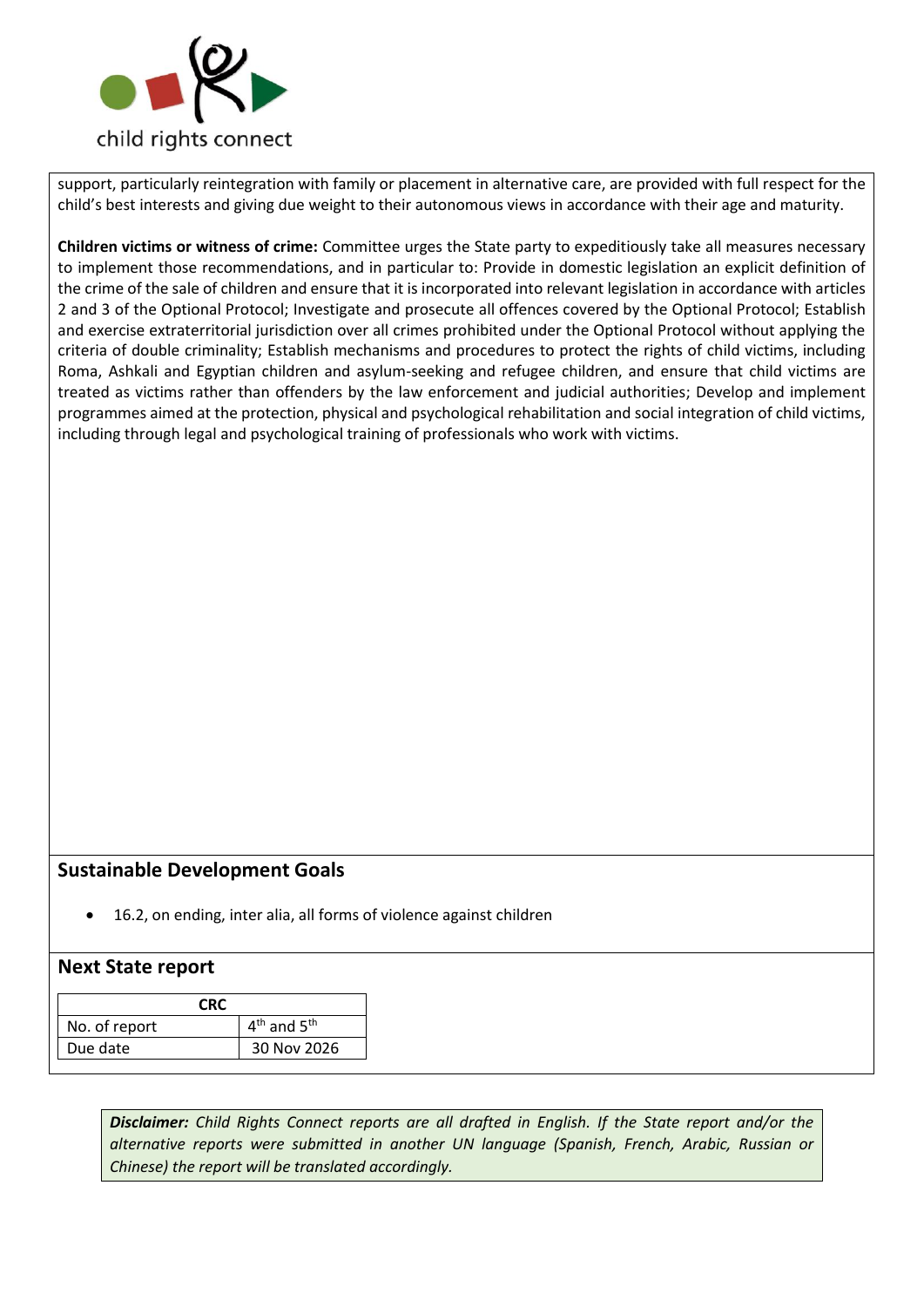support, particularly reintegration with family or placement in alternative care, are provided with full respect for the child's best interests and giving due weight to their autonomous views in accordance with their age and maturity.

**Children victims or witness of crime:** Committee urges the State party to expeditiously take all measures necessary to implement those recommendations, and in particular to: Provide in domestic legislation an explicit definition of the crime of the sale of children and ensure that it is incorporated into relevant legislation in accordance with articles 2 and 3 of the Optional Protocol; Investigate and prosecute all offences covered by the Optional Protocol; Establish and exercise extraterritorial jurisdiction over all crimes prohibited under the Optional Protocol without applying the criteria of double criminality; Establish mechanisms and procedures to protect the rights of child victims, including Roma, Ashkali and Egyptian children and asylum-seeking and refugee children, and ensure that child victims are treated as victims rather than offenders by the law enforcement and judicial authorities; Develop and implement programmes aimed at the protection, physical and psychological rehabilitation and social integration of child victims, including through legal and psychological training of professionals who work with victims.

## Sustainable Development Goals

- 16.2, on ending, inter alia, all forms of violence against children

## Next State report

| CRC | |
|---|---|
| No. of report | 4th and 5th |
| Due date | 30 Nov 2026 |

***Disclaimer:*** *Child Rights Connect reports are all drafted in English. If the State report and/or the alternative reports were submitted in another UN language (Spanish, French, Arabic, Russian or Chinese) the report will be translated accordingly.*